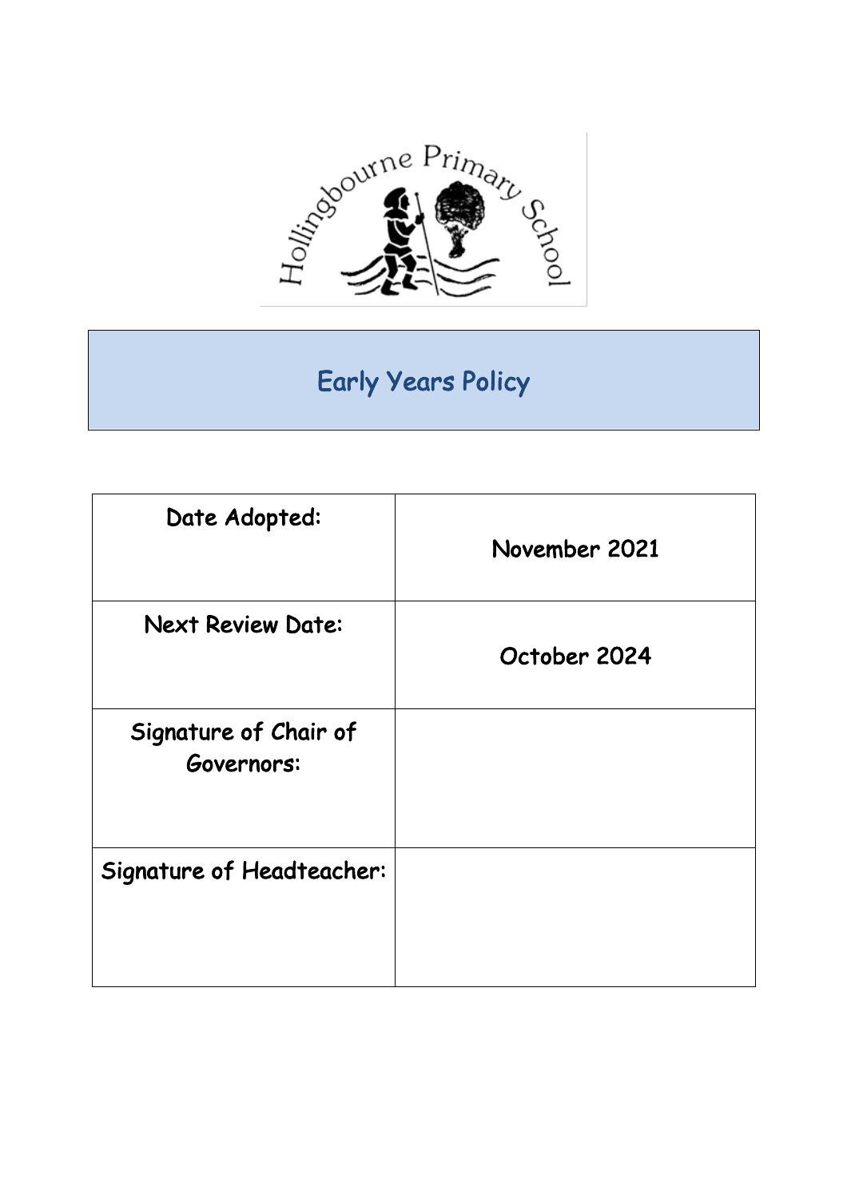Hollingbourne Primary School

# Early Years Policy

| Date Adopted: | November 2021 |
| --- | --- |
| Next Review Date: | October 2024 |
| Signature of Chair of Governors: | |
| Signature of Headteacher: | |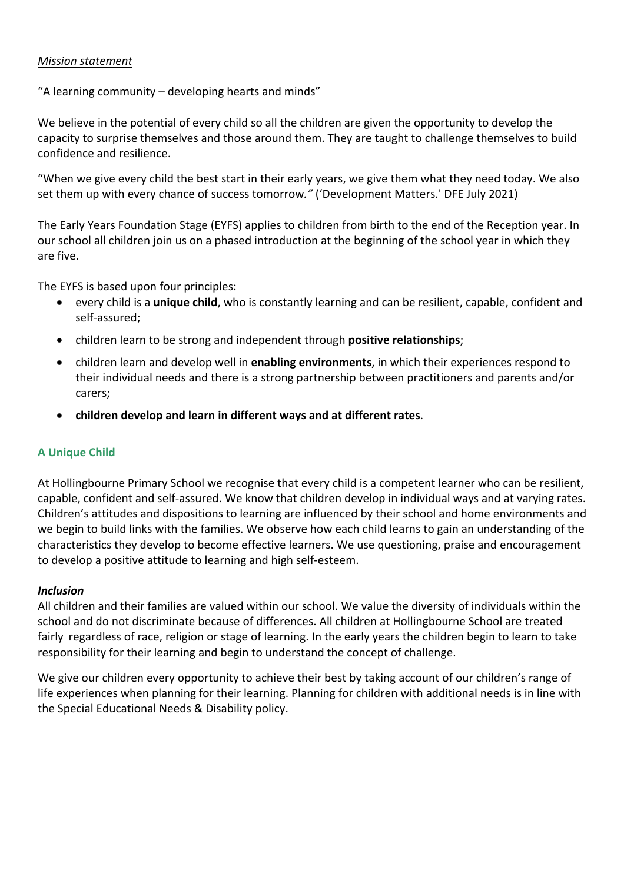*Mission statement*

"A learning community – developing hearts and minds"

We believe in the potential of every child so all the children are given the opportunity to develop the capacity to surprise themselves and those around them. They are taught to challenge themselves to build confidence and resilience.

"When we give every child the best start in their early years, we give them what they need today. We also set them up with every chance of success tomorrow*."* ('Development Matters.' DFE July 2021)

The Early Years Foundation Stage (EYFS) applies to children from birth to the end of the Reception year. In our school all children join us on a phased introduction at the beginning of the school year in which they are five.

The EYFS is based upon four principles:

- every child is a **unique child**, who is constantly learning and can be resilient, capable, confident and self-assured;
- children learn to be strong and independent through **positive relationships**;
- children learn and develop well in **enabling environments**, in which their experiences respond to their individual needs and there is a strong partnership between practitioners and parents and/or carers;
- **children develop and learn in different ways and at different rates**.

## A Unique Child

At Hollingbourne Primary School we recognise that every child is a competent learner who can be resilient, capable, confident and self-assured. We know that children develop in individual ways and at varying rates. Children's attitudes and dispositions to learning are influenced by their school and home environments and we begin to build links with the families. We observe how each child learns to gain an understanding of the characteristics they develop to become effective learners. We use questioning, praise and encouragement to develop a positive attitude to learning and high self-esteem.

### *Inclusion*

All children and their families are valued within our school. We value the diversity of individuals within the school and do not discriminate because of differences. All children at Hollingbourne School are treated fairly regardless of race, religion or stage of learning. In the early years the children begin to learn to take responsibility for their learning and begin to understand the concept of challenge.

We give our children every opportunity to achieve their best by taking account of our children's range of life experiences when planning for their learning. Planning for children with additional needs is in line with the Special Educational Needs & Disability policy.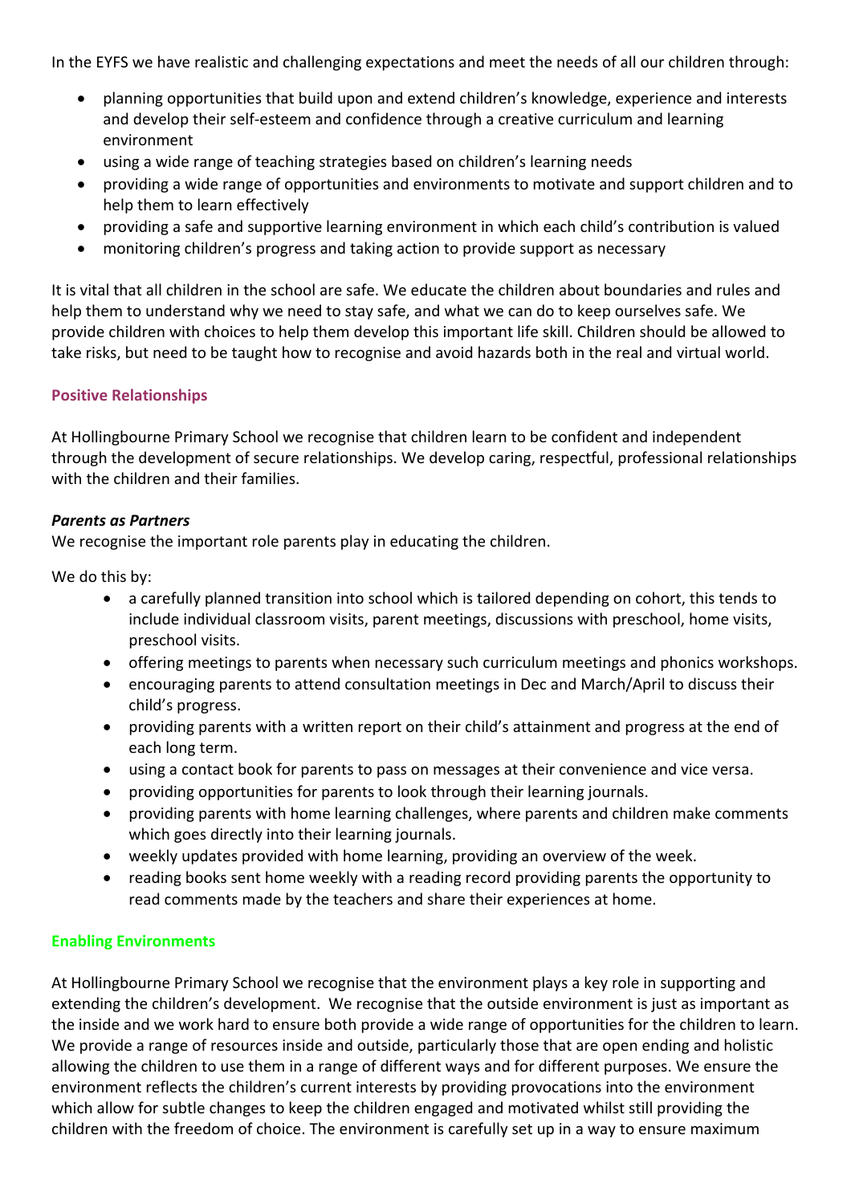In the EYFS we have realistic and challenging expectations and meet the needs of all our children through:

- planning opportunities that build upon and extend children's knowledge, experience and interests and develop their self-esteem and confidence through a creative curriculum and learning environment
- using a wide range of teaching strategies based on children's learning needs
- providing a wide range of opportunities and environments to motivate and support children and to help them to learn effectively
- providing a safe and supportive learning environment in which each child's contribution is valued
- monitoring children's progress and taking action to provide support as necessary

It is vital that all children in the school are safe. We educate the children about boundaries and rules and help them to understand why we need to stay safe, and what we can do to keep ourselves safe. We provide children with choices to help them develop this important life skill. Children should be allowed to take risks, but need to be taught how to recognise and avoid hazards both in the real and virtual world.

## Positive Relationships

At Hollingbourne Primary School we recognise that children learn to be confident and independent through the development of secure relationships. We develop caring, respectful, professional relationships with the children and their families.

### *Parents as Partners*

We recognise the important role parents play in educating the children.

We do this by:

- a carefully planned transition into school which is tailored depending on cohort, this tends to include individual classroom visits, parent meetings, discussions with preschool, home visits, preschool visits.
- offering meetings to parents when necessary such curriculum meetings and phonics workshops.
- encouraging parents to attend consultation meetings in Dec and March/April to discuss their child's progress.
- providing parents with a written report on their child's attainment and progress at the end of each long term.
- using a contact book for parents to pass on messages at their convenience and vice versa.
- providing opportunities for parents to look through their learning journals.
- providing parents with home learning challenges, where parents and children make comments which goes directly into their learning journals.
- weekly updates provided with home learning, providing an overview of the week.
- reading books sent home weekly with a reading record providing parents the opportunity to read comments made by the teachers and share their experiences at home.

## Enabling Environments

At Hollingbourne Primary School we recognise that the environment plays a key role in supporting and extending the children's development. We recognise that the outside environment is just as important as the inside and we work hard to ensure both provide a wide range of opportunities for the children to learn. We provide a range of resources inside and outside, particularly those that are open ending and holistic allowing the children to use them in a range of different ways and for different purposes. We ensure the environment reflects the children's current interests by providing provocations into the environment which allow for subtle changes to keep the children engaged and motivated whilst still providing the children with the freedom of choice. The environment is carefully set up in a way to ensure maximum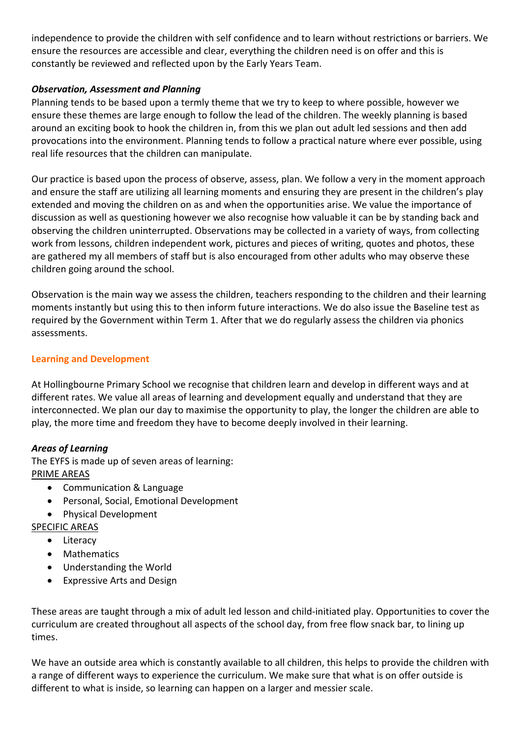independence to provide the children with self confidence and to learn without restrictions or barriers. We ensure the resources are accessible and clear, everything the children need is on offer and this is constantly be reviewed and reflected upon by the Early Years Team.

***Observation, Assessment and Planning***

Planning tends to be based upon a termly theme that we try to keep to where possible, however we ensure these themes are large enough to follow the lead of the children. The weekly planning is based around an exciting book to hook the children in, from this we plan out adult led sessions and then add provocations into the environment. Planning tends to follow a practical nature where ever possible, using real life resources that the children can manipulate.

Our practice is based upon the process of observe, assess, plan. We follow a very in the moment approach and ensure the staff are utilizing all learning moments and ensuring they are present in the children's play extended and moving the children on as and when the opportunities arise. We value the importance of discussion as well as questioning however we also recognise how valuable it can be by standing back and observing the children uninterrupted. Observations may be collected in a variety of ways, from collecting work from lessons, children independent work, pictures and pieces of writing, quotes and photos, these are gathered my all members of staff but is also encouraged from other adults who may observe these children going around the school.

Observation is the main way we assess the children, teachers responding to the children and their learning moments instantly but using this to then inform future interactions. We do also issue the Baseline test as required by the Government within Term 1. After that we do regularly assess the children via phonics assessments.

## Learning and Development

At Hollingbourne Primary School we recognise that children learn and develop in different ways and at different rates. We value all areas of learning and development equally and understand that they are interconnected. We plan our day to maximise the opportunity to play, the longer the children are able to play, the more time and freedom they have to become deeply involved in their learning.

***Areas of Learning***

The EYFS is made up of seven areas of learning:

PRIME AREAS

- Communication & Language
- Personal, Social, Emotional Development
- Physical Development

SPECIFIC AREAS

- Literacy
- Mathematics
- Understanding the World
- Expressive Arts and Design

These areas are taught through a mix of adult led lesson and child-initiated play. Opportunities to cover the curriculum are created throughout all aspects of the school day, from free flow snack bar, to lining up times.

We have an outside area which is constantly available to all children, this helps to provide the children with a range of different ways to experience the curriculum. We make sure that what is on offer outside is different to what is inside, so learning can happen on a larger and messier scale.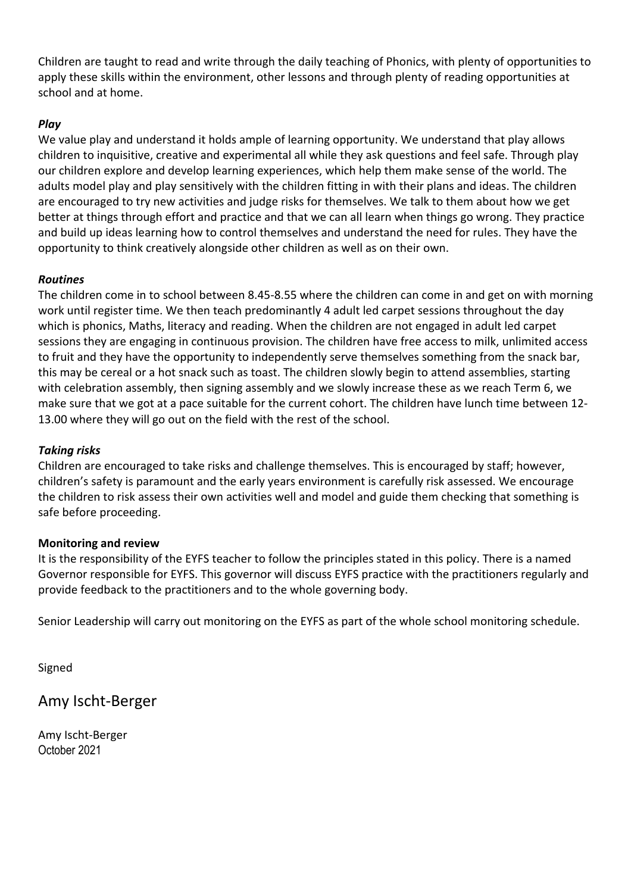Children are taught to read and write through the daily teaching of Phonics, with plenty of opportunities to apply these skills within the environment, other lessons and through plenty of reading opportunities at school and at home.

***Play***

We value play and understand it holds ample of learning opportunity. We understand that play allows children to inquisitive, creative and experimental all while they ask questions and feel safe. Through play our children explore and develop learning experiences, which help them make sense of the world. The adults model play and play sensitively with the children fitting in with their plans and ideas. The children are encouraged to try new activities and judge risks for themselves. We talk to them about how we get better at things through effort and practice and that we can all learn when things go wrong. They practice and build up ideas learning how to control themselves and understand the need for rules. They have the opportunity to think creatively alongside other children as well as on their own.

***Routines***

The children come in to school between 8.45-8.55 where the children can come in and get on with morning work until register time. We then teach predominantly 4 adult led carpet sessions throughout the day which is phonics, Maths, literacy and reading. When the children are not engaged in adult led carpet sessions they are engaging in continuous provision. The children have free access to milk, unlimited access to fruit and they have the opportunity to independently serve themselves something from the snack bar, this may be cereal or a hot snack such as toast. The children slowly begin to attend assemblies, starting with celebration assembly, then signing assembly and we slowly increase these as we reach Term 6, we make sure that we got at a pace suitable for the current cohort. The children have lunch time between 12-13.00 where they will go out on the field with the rest of the school.

***Taking risks***

Children are encouraged to take risks and challenge themselves. This is encouraged by staff; however, children's safety is paramount and the early years environment is carefully risk assessed. We encourage the children to risk assess their own activities well and model and guide them checking that something is safe before proceeding.

**Monitoring and review**

It is the responsibility of the EYFS teacher to follow the principles stated in this policy. There is a named Governor responsible for EYFS. This governor will discuss EYFS practice with the practitioners regularly and provide feedback to the practitioners and to the whole governing body.

Senior Leadership will carry out monitoring on the EYFS as part of the whole school monitoring schedule.

Signed

Amy Ischt-Berger

Amy Ischt-Berger
October 2021